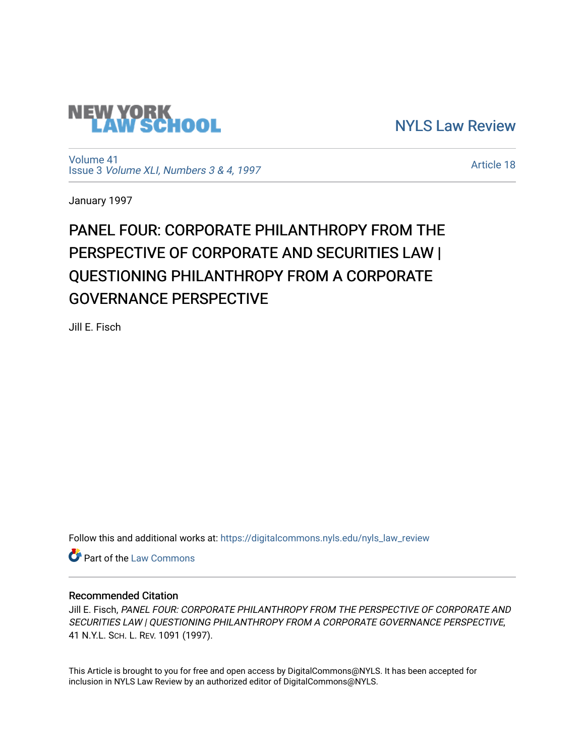NEW YORK LAW SCHOOL

NYLS Law Review

Volume 41
Issue 3 *Volume XLI, Numbers 3 & 4, 1997*

Article 18

January 1997

# PANEL FOUR: CORPORATE PHILANTHROPY FROM THE PERSPECTIVE OF CORPORATE AND SECURITIES LAW | QUESTIONING PHILANTHROPY FROM A CORPORATE GOVERNANCE PERSPECTIVE

Jill E. Fisch

Follow this and additional works at: https://digitalcommons.nyls.edu/nyls_law_review

Part of the Law Commons

## Recommended Citation

Jill E. Fisch, *PANEL FOUR: CORPORATE PHILANTHROPY FROM THE PERSPECTIVE OF CORPORATE AND SECURITIES LAW | QUESTIONING PHILANTHROPY FROM A CORPORATE GOVERNANCE PERSPECTIVE*, 41 N.Y.L. Sch. L. Rev. 1091 (1997).

This Article is brought to you for free and open access by DigitalCommons@NYLS. It has been accepted for inclusion in NYLS Law Review by an authorized editor of DigitalCommons@NYLS.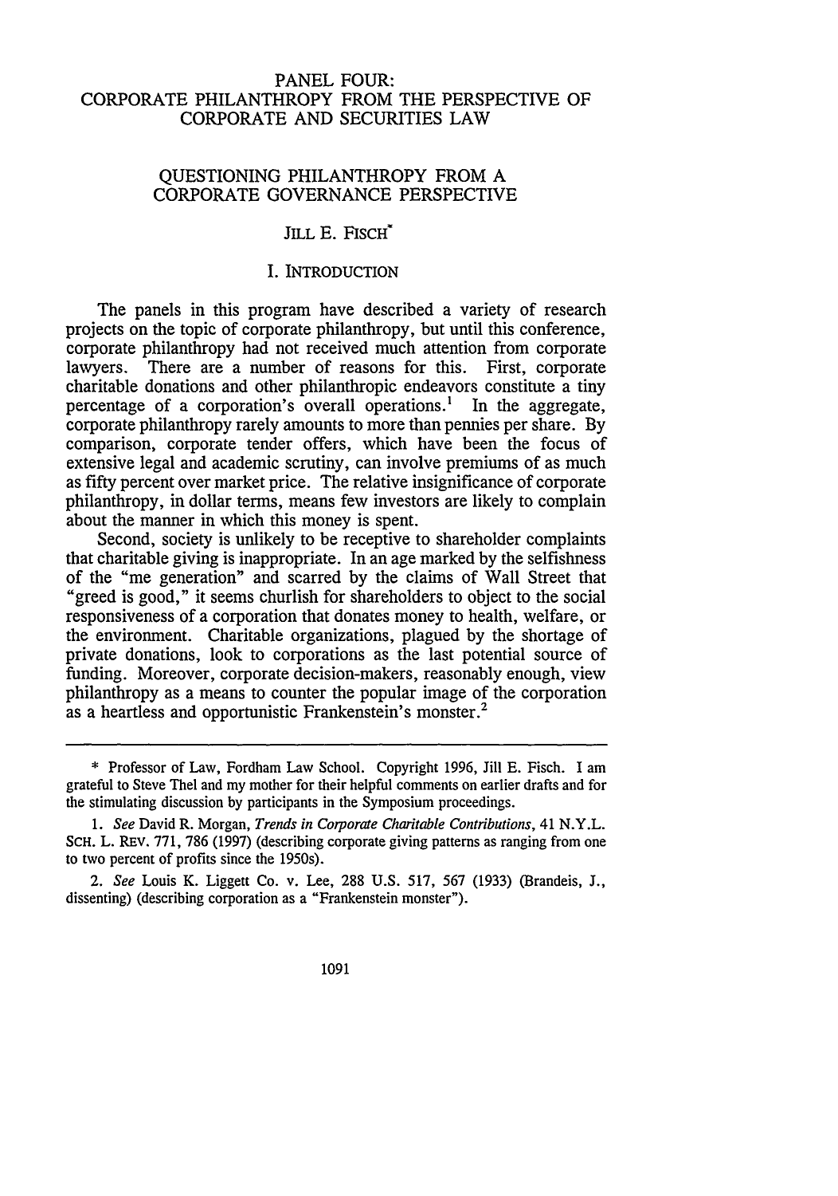# PANEL FOUR: CORPORATE PHILANTHROPY FROM THE PERSPECTIVE OF CORPORATE AND SECURITIES LAW

## QUESTIONING PHILANTHROPY FROM A CORPORATE GOVERNANCE PERSPECTIVE

### JILL E. FISCH*

### I. INTRODUCTION

The panels in this program have described a variety of research projects on the topic of corporate philanthropy, but until this conference, corporate philanthropy had not received much attention from corporate lawyers. There are a number of reasons for this. First, corporate charitable donations and other philanthropic endeavors constitute a tiny percentage of a corporation's overall operations.[1] In the aggregate, corporate philanthropy rarely amounts to more than pennies per share. By comparison, corporate tender offers, which have been the focus of extensive legal and academic scrutiny, can involve premiums of as much as fifty percent over market price. The relative insignificance of corporate philanthropy, in dollar terms, means few investors are likely to complain about the manner in which this money is spent.

Second, society is unlikely to be receptive to shareholder complaints that charitable giving is inappropriate. In an age marked by the selfishness of the "me generation" and scarred by the claims of Wall Street that "greed is good," it seems churlish for shareholders to object to the social responsiveness of a corporation that donates money to health, welfare, or the environment. Charitable organizations, plagued by the shortage of private donations, look to corporations as the last potential source of funding. Moreover, corporate decision-makers, reasonably enough, view philanthropy as a means to counter the popular image of the corporation as a heartless and opportunistic Frankenstein's monster.[2]

---

\* Professor of Law, Fordham Law School. Copyright 1996, Jill E. Fisch. I am grateful to Steve Thel and my mother for their helpful comments on earlier drafts and for the stimulating discussion by participants in the Symposium proceedings.

1. *See* David R. Morgan, *Trends in Corporate Charitable Contributions*, 41 N.Y.L. SCH. L. REV. 771, 786 (1997) (describing corporate giving patterns as ranging from one to two percent of profits since the 1950s).

2. *See* Louis K. Liggett Co. v. Lee, 288 U.S. 517, 567 (1933) (Brandeis, J., dissenting) (describing corporation as a "Frankenstein monster").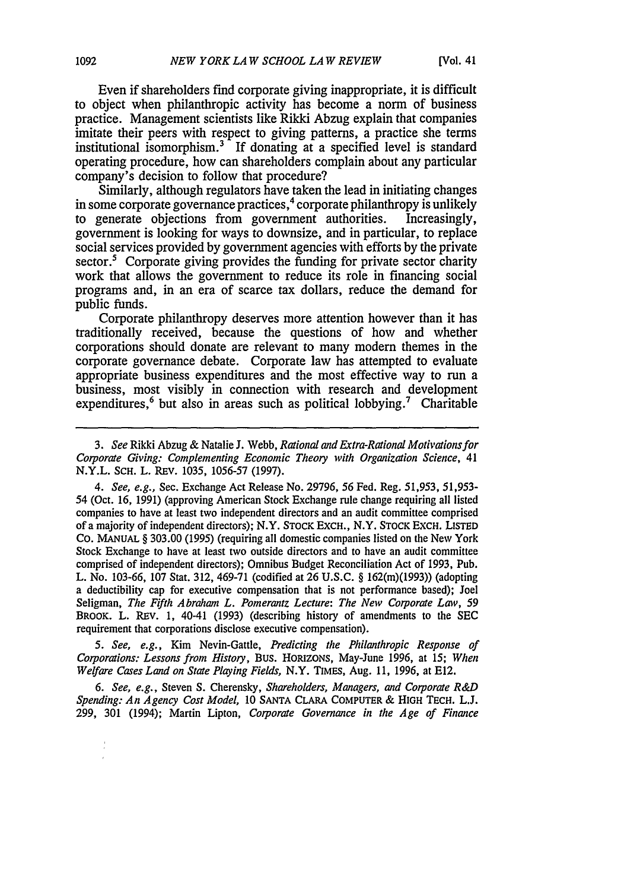Even if shareholders find corporate giving inappropriate, it is difficult to object when philanthropic activity has become a norm of business practice. Management scientists like Rikki Abzug explain that companies imitate their peers with respect to giving patterns, a practice she terms institutional isomorphism.[3] If donating at a specified level is standard operating procedure, how can shareholders complain about any particular company's decision to follow that procedure?

Similarly, although regulators have taken the lead in initiating changes in some corporate governance practices,[4] corporate philanthropy is unlikely to generate objections from government authorities. Increasingly, government is looking for ways to downsize, and in particular, to replace social services provided by government agencies with efforts by the private sector.[5] Corporate giving provides the funding for private sector charity work that allows the government to reduce its role in financing social programs and, in an era of scarce tax dollars, reduce the demand for public funds.

Corporate philanthropy deserves more attention however than it has traditionally received, because the questions of how and whether corporations should donate are relevant to many modern themes in the corporate governance debate. Corporate law has attempted to evaluate appropriate business expenditures and the most effective way to run a business, most visibly in connection with research and development expenditures,[6] but also in areas such as political lobbying.[7] Charitable

---

3. *See* Rikki Abzug & Natalie J. Webb, *Rational and Extra-Rational Motivations for Corporate Giving: Complementing Economic Theory with Organization Science*, 41 N.Y.L. SCH. L. REV. 1035, 1056-57 (1997).

4. *See, e.g.*, Sec. Exchange Act Release No. 29796, 56 Fed. Reg. 51,953, 51,953-54 (Oct. 16, 1991) (approving American Stock Exchange rule change requiring all listed companies to have at least two independent directors and an audit committee comprised of a majority of independent directors); N.Y. STOCK EXCH., N.Y. STOCK EXCH. LISTED CO. MANUAL § 303.00 (1995) (requiring all domestic companies listed on the New York Stock Exchange to have at least two outside directors and to have an audit committee comprised of independent directors); Omnibus Budget Reconciliation Act of 1993, Pub. L. No. 103-66, 107 Stat. 312, 469-71 (codified at 26 U.S.C. § 162(m)(1993)) (adopting a deductibility cap for executive compensation that is not performance based); Joel Seligman, *The Fifth Abraham L. Pomerantz Lecture: The New Corporate Law*, 59 BROOK. L. REV. 1, 40-41 (1993) (describing history of amendments to the SEC requirement that corporations disclose executive compensation).

5. *See, e.g.*, Kim Nevin-Gattle, *Predicting the Philanthropic Response of Corporations: Lessons from History*, BUS. HORIZONS, May-June 1996, at 15; *When Welfare Cases Land on State Playing Fields*, N.Y. TIMES, Aug. 11, 1996, at E12.

6. *See, e.g.*, Steven S. Cherensky, *Shareholders, Managers, and Corporate R&D Spending: An Agency Cost Model*, 10 SANTA CLARA COMPUTER & HIGH TECH. L.J. 299, 301 (1994); Martin Lipton, *Corporate Governance in the Age of Finance*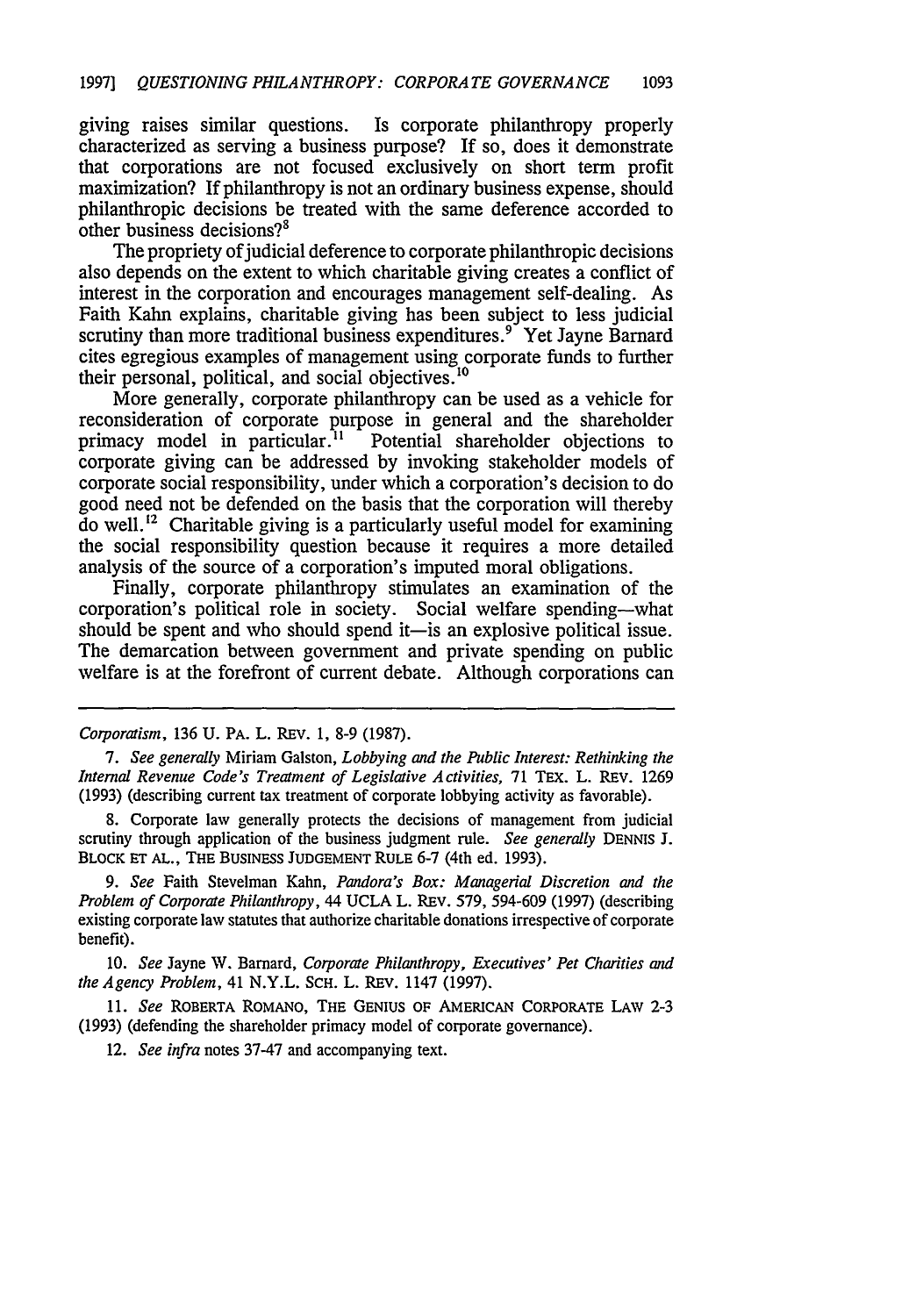giving raises similar questions. Is corporate philanthropy properly characterized as serving a business purpose? If so, does it demonstrate that corporations are not focused exclusively on short term profit maximization? If philanthropy is not an ordinary business expense, should philanthropic decisions be treated with the same deference accorded to other business decisions?[8]

The propriety of judicial deference to corporate philanthropic decisions also depends on the extent to which charitable giving creates a conflict of interest in the corporation and encourages management self-dealing. As Faith Kahn explains, charitable giving has been subject to less judicial scrutiny than more traditional business expenditures.[9] Yet Jayne Barnard cites egregious examples of management using corporate funds to further their personal, political, and social objectives.[10]

More generally, corporate philanthropy can be used as a vehicle for reconsideration of corporate purpose in general and the shareholder primacy model in particular.[11] Potential shareholder objections to corporate giving can be addressed by invoking stakeholder models of corporate social responsibility, under which a corporation's decision to do good need not be defended on the basis that the corporation will thereby do well.[12] Charitable giving is a particularly useful model for examining the social responsibility question because it requires a more detailed analysis of the source of a corporation's imputed moral obligations.

Finally, corporate philanthropy stimulates an examination of the corporation's political role in society. Social welfare spending—what should be spent and who should spend it—is an explosive political issue. The demarcation between government and private spending on public welfare is at the forefront of current debate. Although corporations can

---

*Corporatism*, 136 U. PA. L. REV. 1, 8-9 (1987).

7. *See generally* Miriam Galston, *Lobbying and the Public Interest: Rethinking the Internal Revenue Code's Treatment of Legislative Activities*, 71 TEX. L. REV. 1269 (1993) (describing current tax treatment of corporate lobbying activity as favorable).

8. Corporate law generally protects the decisions of management from judicial scrutiny through application of the business judgment rule. *See generally* DENNIS J. BLOCK ET AL., THE BUSINESS JUDGEMENT RULE 6-7 (4th ed. 1993).

9. *See* Faith Stevelman Kahn, *Pandora's Box: Managerial Discretion and the Problem of Corporate Philanthropy*, 44 UCLA L. REV. 579, 594-609 (1997) (describing existing corporate law statutes that authorize charitable donations irrespective of corporate benefit).

10. *See* Jayne W. Barnard, *Corporate Philanthropy, Executives' Pet Charities and the Agency Problem*, 41 N.Y.L. SCH. L. REV. 1147 (1997).

11. *See* ROBERTA ROMANO, THE GENIUS OF AMERICAN CORPORATE LAW 2-3 (1993) (defending the shareholder primacy model of corporate governance).

12. *See infra* notes 37-47 and accompanying text.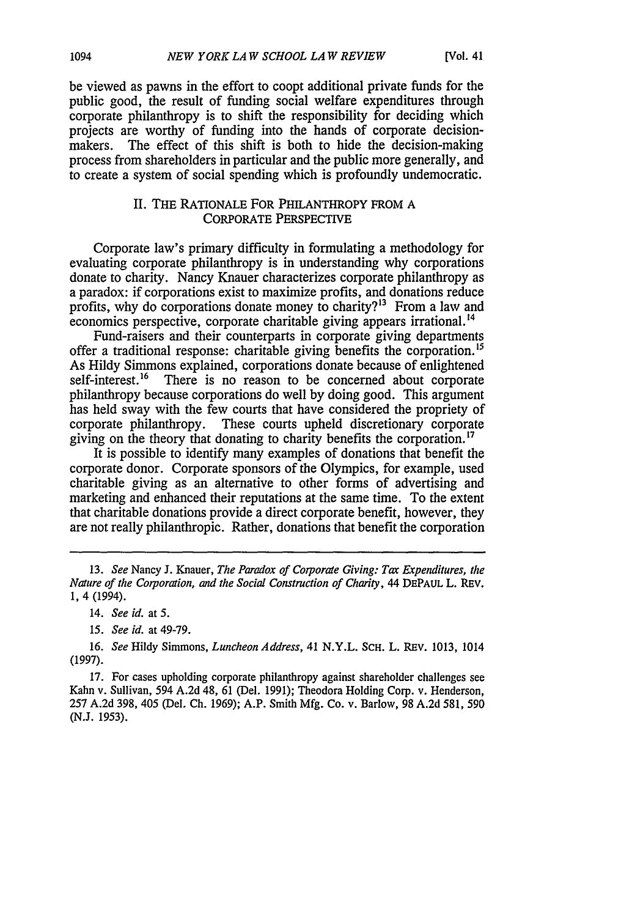be viewed as pawns in the effort to coopt additional private funds for the public good, the result of funding social welfare expenditures through corporate philanthropy is to shift the responsibility for deciding which projects are worthy of funding into the hands of corporate decision-makers. The effect of this shift is both to hide the decision-making process from shareholders in particular and the public more generally, and to create a system of social spending which is profoundly undemocratic.

## II. THE RATIONALE FOR PHILANTHROPY FROM A CORPORATE PERSPECTIVE

Corporate law's primary difficulty in formulating a methodology for evaluating corporate philanthropy is in understanding why corporations donate to charity. Nancy Knauer characterizes corporate philanthropy as a paradox: if corporations exist to maximize profits, and donations reduce profits, why do corporations donate money to charity?[13] From a law and economics perspective, corporate charitable giving appears irrational.[14]

Fund-raisers and their counterparts in corporate giving departments offer a traditional response: charitable giving benefits the corporation.[15] As Hildy Simmons explained, corporations donate because of enlightened self-interest.[16] There is no reason to be concerned about corporate philanthropy because corporations do well by doing good. This argument has held sway with the few courts that have considered the propriety of corporate philanthropy. These courts upheld discretionary corporate giving on the theory that donating to charity benefits the corporation.[17]

It is possible to identify many examples of donations that benefit the corporate donor. Corporate sponsors of the Olympics, for example, used charitable giving as an alternative to other forms of advertising and marketing and enhanced their reputations at the same time. To the extent that charitable donations provide a direct corporate benefit, however, they are not really philanthropic. Rather, donations that benefit the corporation

---

13. *See* Nancy J. Knauer, *The Paradox of Corporate Giving: Tax Expenditures, the Nature of the Corporation, and the Social Construction of Charity*, 44 DEPAUL L. REV. 1, 4 (1994).

14. *See id.* at 5.

15. *See id.* at 49-79.

16. *See* Hildy Simmons, *Luncheon Address*, 41 N.Y.L. SCH. L. REV. 1013, 1014 (1997).

17. For cases upholding corporate philanthropy against shareholder challenges see Kahn v. Sullivan, 594 A.2d 48, 61 (Del. 1991); Theodora Holding Corp. v. Henderson, 257 A.2d 398, 405 (Del. Ch. 1969); A.P. Smith Mfg. Co. v. Barlow, 98 A.2d 581, 590 (N.J. 1953).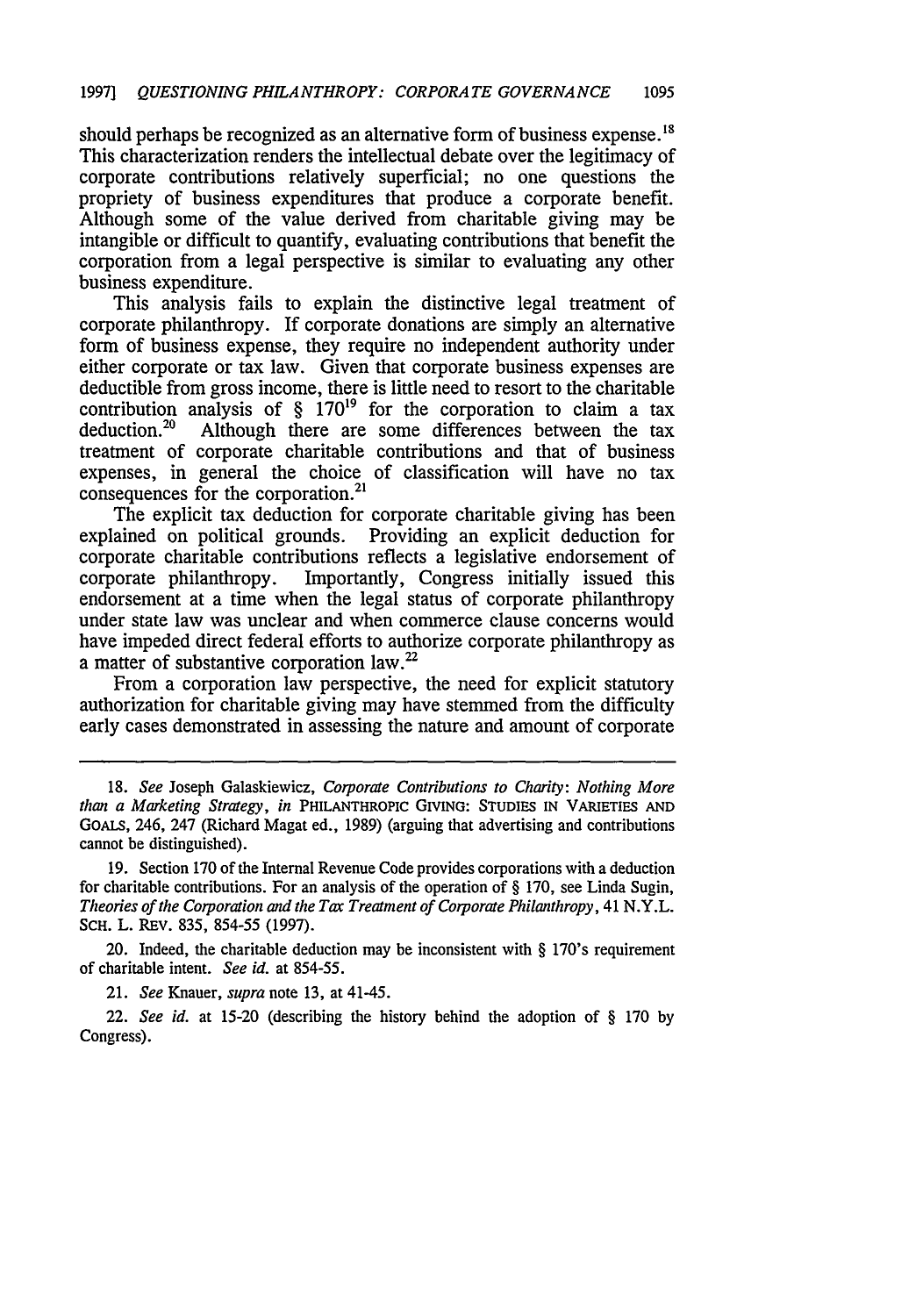should perhaps be recognized as an alternative form of business expense.[18] This characterization renders the intellectual debate over the legitimacy of corporate contributions relatively superficial; no one questions the propriety of business expenditures that produce a corporate benefit. Although some of the value derived from charitable giving may be intangible or difficult to quantify, evaluating contributions that benefit the corporation from a legal perspective is similar to evaluating any other business expenditure.

This analysis fails to explain the distinctive legal treatment of corporate philanthropy. If corporate donations are simply an alternative form of business expense, they require no independent authority under either corporate or tax law. Given that corporate business expenses are deductible from gross income, there is little need to resort to the charitable contribution analysis of § 170[19] for the corporation to claim a tax deduction.[20] Although there are some differences between the tax treatment of corporate charitable contributions and that of business expenses, in general the choice of classification will have no tax consequences for the corporation.[21]

The explicit tax deduction for corporate charitable giving has been explained on political grounds. Providing an explicit deduction for corporate charitable contributions reflects a legislative endorsement of corporate philanthropy. Importantly, Congress initially issued this endorsement at a time when the legal status of corporate philanthropy under state law was unclear and when commerce clause concerns would have impeded direct federal efforts to authorize corporate philanthropy as a matter of substantive corporation law.[22]

From a corporation law perspective, the need for explicit statutory authorization for charitable giving may have stemmed from the difficulty early cases demonstrated in assessing the nature and amount of corporate

---

18. *See* Joseph Galaskiewicz, *Corporate Contributions to Charity: Nothing More than a Marketing Strategy*, *in* PHILANTHROPIC GIVING: STUDIES IN VARIETIES AND GOALS, 246, 247 (Richard Magat ed., 1989) (arguing that advertising and contributions cannot be distinguished).

19. Section 170 of the Internal Revenue Code provides corporations with a deduction for charitable contributions. For an analysis of the operation of § 170, see Linda Sugin, *Theories of the Corporation and the Tax Treatment of Corporate Philanthropy*, 41 N.Y.L. SCH. L. REV. 835, 854-55 (1997).

20. Indeed, the charitable deduction may be inconsistent with § 170's requirement of charitable intent. *See id.* at 854-55.

21. *See* Knauer, *supra* note 13, at 41-45.

22. *See id.* at 15-20 (describing the history behind the adoption of § 170 by Congress).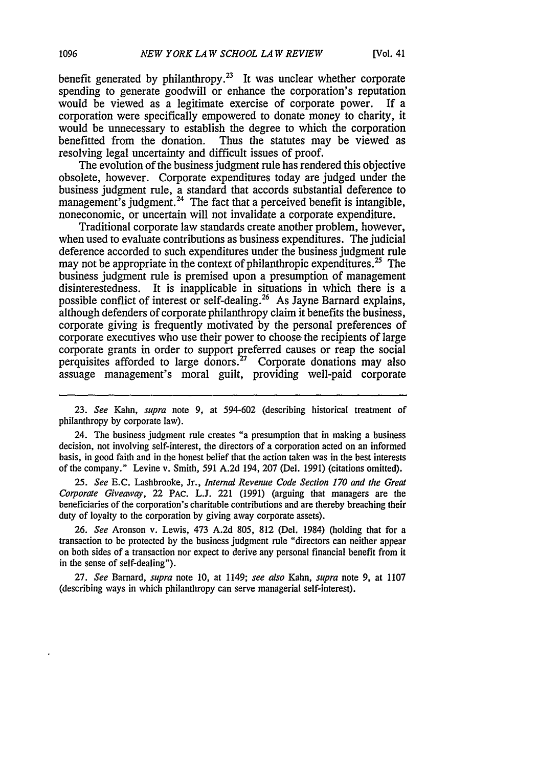benefit generated by philanthropy.[23] It was unclear whether corporate spending to generate goodwill or enhance the corporation's reputation would be viewed as a legitimate exercise of corporate power. If a corporation were specifically empowered to donate money to charity, it would be unnecessary to establish the degree to which the corporation benefitted from the donation. Thus the statutes may be viewed as resolving legal uncertainty and difficult issues of proof.

The evolution of the business judgment rule has rendered this objective obsolete, however. Corporate expenditures today are judged under the business judgment rule, a standard that accords substantial deference to management's judgment.[24] The fact that a perceived benefit is intangible, noneconomic, or uncertain will not invalidate a corporate expenditure.

Traditional corporate law standards create another problem, however, when used to evaluate contributions as business expenditures. The judicial deference accorded to such expenditures under the business judgment rule may not be appropriate in the context of philanthropic expenditures.[25] The business judgment rule is premised upon a presumption of management disinterestedness. It is inapplicable in situations in which there is a possible conflict of interest or self-dealing.[26] As Jayne Barnard explains, although defenders of corporate philanthropy claim it benefits the business, corporate giving is frequently motivated by the personal preferences of corporate executives who use their power to choose the recipients of large corporate grants in order to support preferred causes or reap the social perquisites afforded to large donors.[27] Corporate donations may also assuage management's moral guilt, providing well-paid corporate

---

23. *See* Kahn, *supra* note 9, at 594-602 (describing historical treatment of philanthropy by corporate law).

24. The business judgment rule creates "a presumption that in making a business decision, not involving self-interest, the directors of a corporation acted on an informed basis, in good faith and in the honest belief that the action taken was in the best interests of the company." Levine v. Smith, 591 A.2d 194, 207 (Del. 1991) (citations omitted).

25. *See* E.C. Lashbrooke, Jr., *Internal Revenue Code Section 170 and the Great Corporate Giveaway*, 22 PAC. L.J. 221 (1991) (arguing that managers are the beneficiaries of the corporation's charitable contributions and are thereby breaching their duty of loyalty to the corporation by giving away corporate assets).

26. *See* Aronson v. Lewis, 473 A.2d 805, 812 (Del. 1984) (holding that for a transaction to be protected by the business judgment rule "directors can neither appear on both sides of a transaction nor expect to derive any personal financial benefit from it in the sense of self-dealing").

27. *See* Barnard, *supra* note 10, at 1149; *see also* Kahn, *supra* note 9, at 1107 (describing ways in which philanthropy can serve managerial self-interest).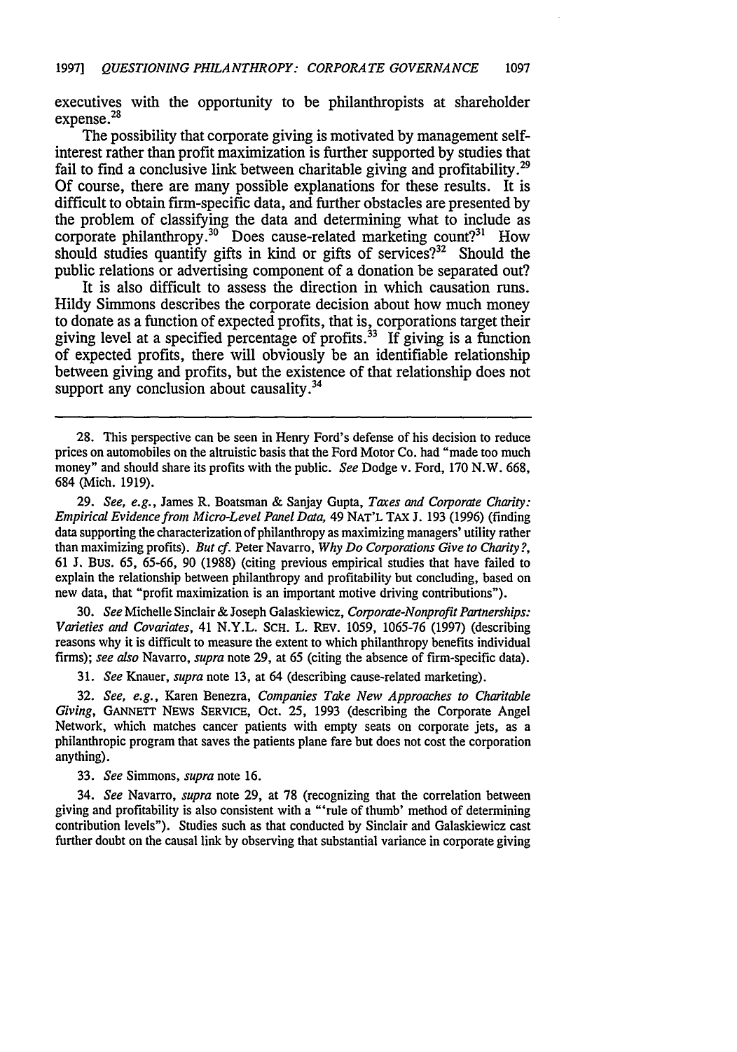executives with the opportunity to be philanthropists at shareholder expense.[28]

The possibility that corporate giving is motivated by management self-interest rather than profit maximization is further supported by studies that fail to find a conclusive link between charitable giving and profitability.[29] Of course, there are many possible explanations for these results. It is difficult to obtain firm-specific data, and further obstacles are presented by the problem of classifying the data and determining what to include as corporate philanthropy.[30] Does cause-related marketing count?[31] How should studies quantify gifts in kind or gifts of services?[32] Should the public relations or advertising component of a donation be separated out?

It is also difficult to assess the direction in which causation runs. Hildy Simmons describes the corporate decision about how much money to donate as a function of expected profits, that is, corporations target their giving level at a specified percentage of profits.[33] If giving is a function of expected profits, there will obviously be an identifiable relationship between giving and profits, but the existence of that relationship does not support any conclusion about causality.[34]

---

28. This perspective can be seen in Henry Ford's defense of his decision to reduce prices on automobiles on the altruistic basis that the Ford Motor Co. had "made too much money" and should share its profits with the public. *See* Dodge v. Ford, 170 N.W. 668, 684 (Mich. 1919).

29. *See, e.g.*, James R. Boatsman & Sanjay Gupta, *Taxes and Corporate Charity: Empirical Evidence from Micro-Level Panel Data*, 49 NAT'L TAX J. 193 (1996) (finding data supporting the characterization of philanthropy as maximizing managers' utility rather than maximizing profits). *But cf.* Peter Navarro, *Why Do Corporations Give to Charity?*, 61 J. BUS. 65, 65-66, 90 (1988) (citing previous empirical studies that have failed to explain the relationship between philanthropy and profitability but concluding, based on new data, that "profit maximization is an important motive driving contributions").

30. *See* Michelle Sinclair & Joseph Galaskiewicz, *Corporate-Nonprofit Partnerships: Varieties and Covariates*, 41 N.Y.L. SCH. L. REV. 1059, 1065-76 (1997) (describing reasons why it is difficult to measure the extent to which philanthropy benefits individual firms); *see also* Navarro, *supra* note 29, at 65 (citing the absence of firm-specific data).

31. *See* Knauer, *supra* note 13, at 64 (describing cause-related marketing).

32. *See, e.g.*, Karen Benezra, *Companies Take New Approaches to Charitable Giving*, GANNETT NEWS SERVICE, Oct. 25, 1993 (describing the Corporate Angel Network, which matches cancer patients with empty seats on corporate jets, as a philanthropic program that saves the patients plane fare but does not cost the corporation anything).

33. *See* Simmons, *supra* note 16.

34. *See* Navarro, *supra* note 29, at 78 (recognizing that the correlation between giving and profitability is also consistent with a "'rule of thumb' method of determining contribution levels"). Studies such as that conducted by Sinclair and Galaskiewicz cast further doubt on the causal link by observing that substantial variance in corporate giving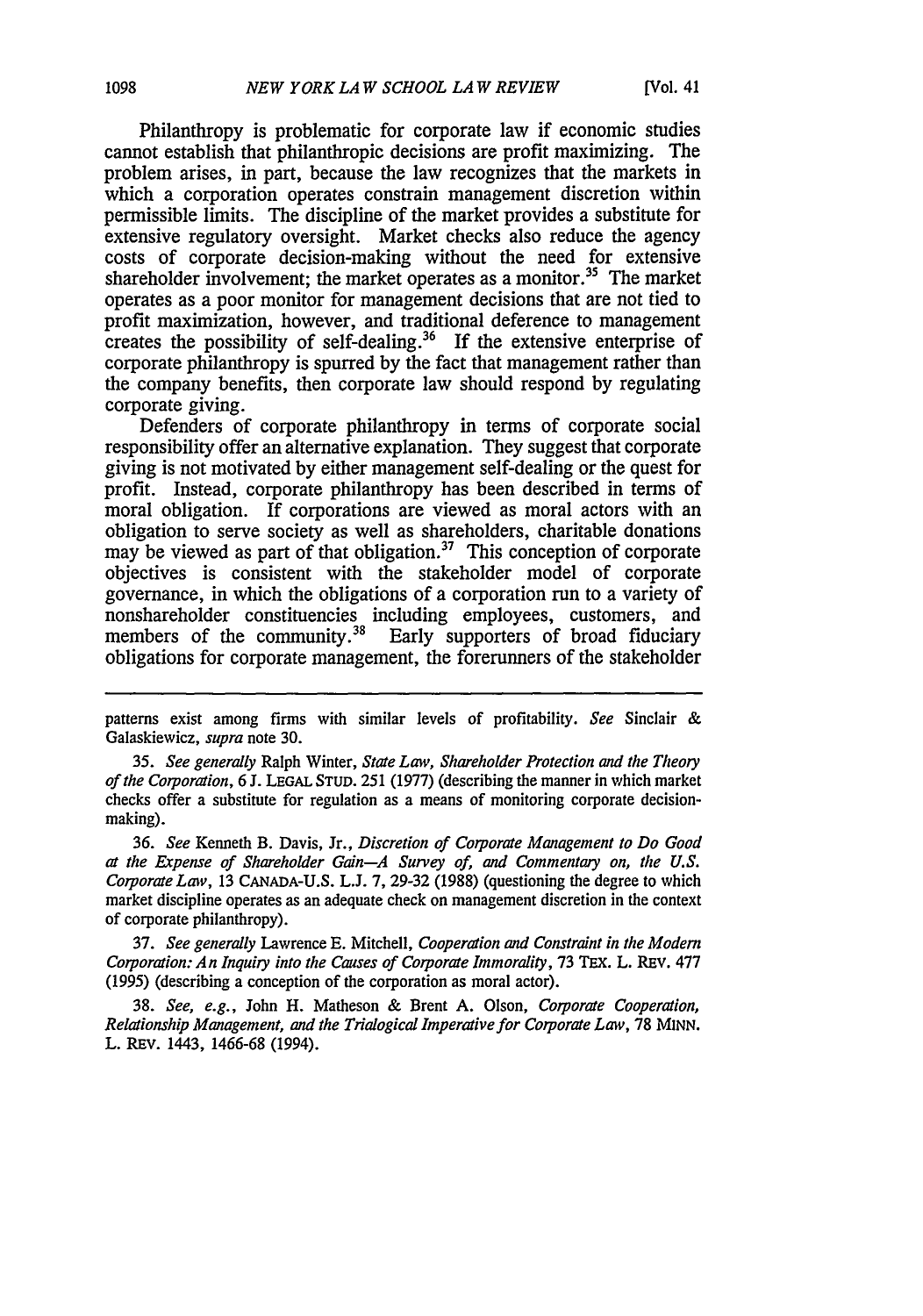Philanthropy is problematic for corporate law if economic studies cannot establish that philanthropic decisions are profit maximizing. The problem arises, in part, because the law recognizes that the markets in which a corporation operates constrain management discretion within permissible limits. The discipline of the market provides a substitute for extensive regulatory oversight. Market checks also reduce the agency costs of corporate decision-making without the need for extensive shareholder involvement; the market operates as a monitor.[35] The market operates as a poor monitor for management decisions that are not tied to profit maximization, however, and traditional deference to management creates the possibility of self-dealing.[36] If the extensive enterprise of corporate philanthropy is spurred by the fact that management rather than the company benefits, then corporate law should respond by regulating corporate giving.

Defenders of corporate philanthropy in terms of corporate social responsibility offer an alternative explanation. They suggest that corporate giving is not motivated by either management self-dealing or the quest for profit. Instead, corporate philanthropy has been described in terms of moral obligation. If corporations are viewed as moral actors with an obligation to serve society as well as shareholders, charitable donations may be viewed as part of that obligation.[37] This conception of corporate objectives is consistent with the stakeholder model of corporate governance, in which the obligations of a corporation run to a variety of nonshareholder constituencies including employees, customers, and members of the community.[38] Early supporters of broad fiduciary obligations for corporate management, the forerunners of the stakeholder

---

patterns exist among firms with similar levels of profitability. *See* Sinclair & Galaskiewicz, *supra* note 30.

35. *See generally* Ralph Winter, *State Law, Shareholder Protection and the Theory of the Corporation*, 6 J. LEGAL STUD. 251 (1977) (describing the manner in which market checks offer a substitute for regulation as a means of monitoring corporate decision-making).

36. *See* Kenneth B. Davis, Jr., *Discretion of Corporate Management to Do Good at the Expense of Shareholder Gain—A Survey of, and Commentary on, the U.S. Corporate Law*, 13 CANADA-U.S. L.J. 7, 29-32 (1988) (questioning the degree to which market discipline operates as an adequate check on management discretion in the context of corporate philanthropy).

37. *See generally* Lawrence E. Mitchell, *Cooperation and Constraint in the Modern Corporation: An Inquiry into the Causes of Corporate Immorality*, 73 TEX. L. REV. 477 (1995) (describing a conception of the corporation as moral actor).

38. *See, e.g.*, John H. Matheson & Brent A. Olson, *Corporate Cooperation, Relationship Management, and the Trialogical Imperative for Corporate Law*, 78 MINN. L. REV. 1443, 1466-68 (1994).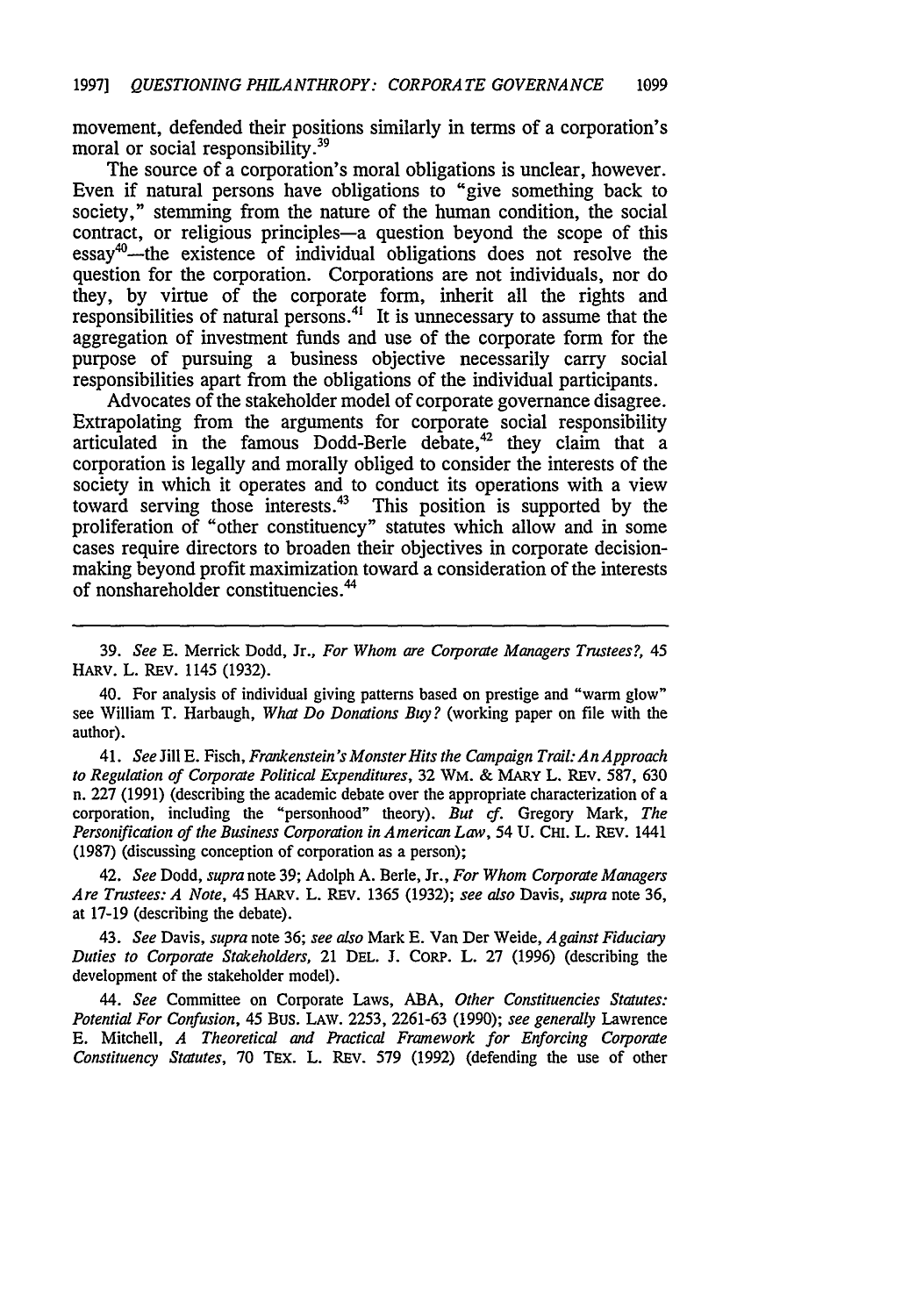movement, defended their positions similarly in terms of a corporation's moral or social responsibility.[39]

The source of a corporation's moral obligations is unclear, however. Even if natural persons have obligations to "give something back to society," stemming from the nature of the human condition, the social contract, or religious principles—a question beyond the scope of this essay[40]—the existence of individual obligations does not resolve the question for the corporation. Corporations are not individuals, nor do they, by virtue of the corporate form, inherit all the rights and responsibilities of natural persons.[41] It is unnecessary to assume that the aggregation of investment funds and use of the corporate form for the purpose of pursuing a business objective necessarily carry social responsibilities apart from the obligations of the individual participants.

Advocates of the stakeholder model of corporate governance disagree. Extrapolating from the arguments for corporate social responsibility articulated in the famous Dodd-Berle debate,[42] they claim that a corporation is legally and morally obliged to consider the interests of the society in which it operates and to conduct its operations with a view toward serving those interests.[43] This position is supported by the proliferation of "other constituency" statutes which allow and in some cases require directors to broaden their objectives in corporate decision-making beyond profit maximization toward a consideration of the interests of nonshareholder constituencies.[44]

---

39. *See* E. Merrick Dodd, Jr., *For Whom are Corporate Managers Trustees?*, 45 HARV. L. REV. 1145 (1932).

40. For analysis of individual giving patterns based on prestige and "warm glow" see William T. Harbaugh, *What Do Donations Buy?* (working paper on file with the author).

41. *See* Jill E. Fisch, *Frankenstein's Monster Hits the Campaign Trail: An Approach to Regulation of Corporate Political Expenditures*, 32 WM. & MARY L. REV. 587, 630 n. 227 (1991) (describing the academic debate over the appropriate characterization of a corporation, including the "personhood" theory). *But cf.* Gregory Mark, *The Personification of the Business Corporation in American Law*, 54 U. CHI. L. REV. 1441 (1987) (discussing conception of corporation as a person);

42. *See* Dodd, *supra* note 39; Adolph A. Berle, Jr., *For Whom Corporate Managers Are Trustees: A Note*, 45 HARV. L. REV. 1365 (1932); *see also* Davis, *supra* note 36, at 17-19 (describing the debate).

43. *See* Davis, *supra* note 36; *see also* Mark E. Van Der Weide, *Against Fiduciary Duties to Corporate Stakeholders*, 21 DEL. J. CORP. L. 27 (1996) (describing the development of the stakeholder model).

44. *See* Committee on Corporate Laws, ABA, *Other Constituencies Statutes: Potential For Confusion*, 45 BUS. LAW. 2253, 2261-63 (1990); *see generally* Lawrence E. Mitchell, *A Theoretical and Practical Framework for Enforcing Corporate Constituency Statutes*, 70 TEX. L. REV. 579 (1992) (defending the use of other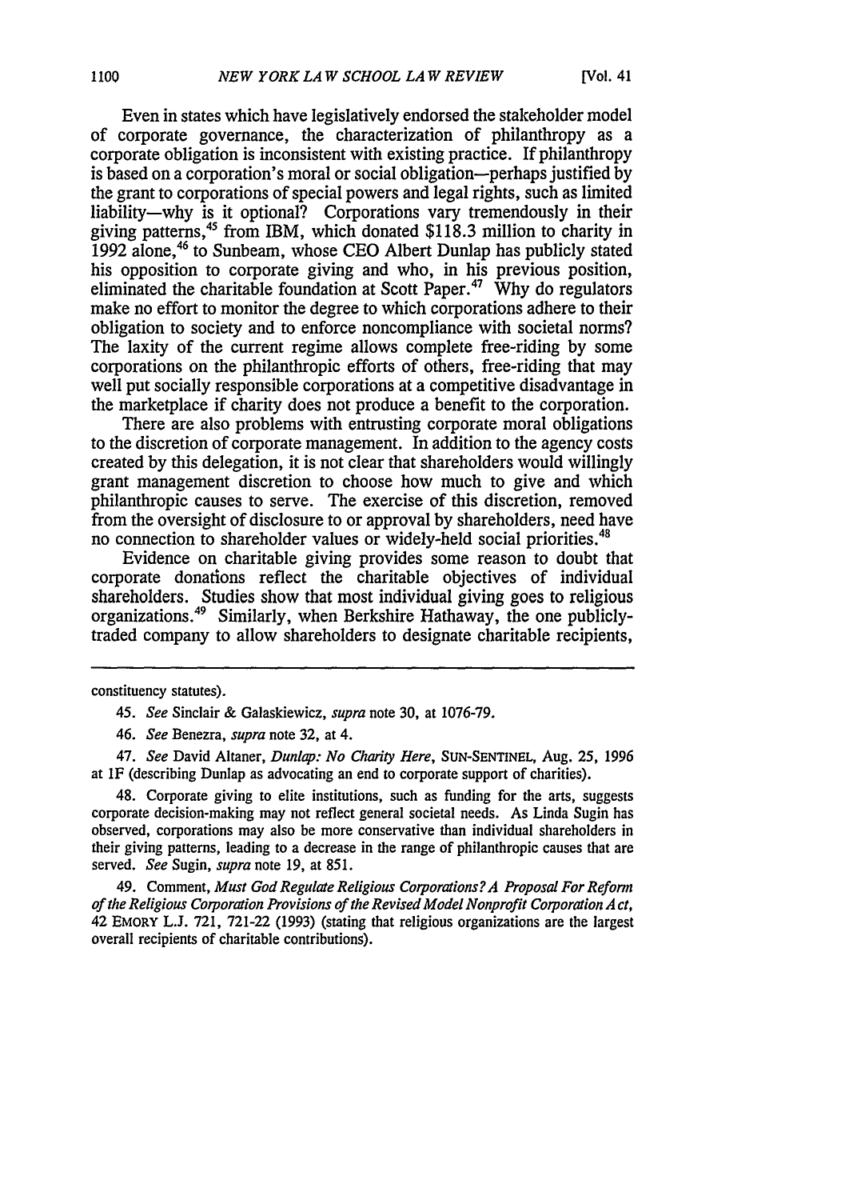Even in states which have legislatively endorsed the stakeholder model of corporate governance, the characterization of philanthropy as a corporate obligation is inconsistent with existing practice. If philanthropy is based on a corporation's moral or social obligation—perhaps justified by the grant to corporations of special powers and legal rights, such as limited liability—why is it optional? Corporations vary tremendously in their giving patterns,[45] from IBM, which donated $118.3 million to charity in 1992 alone,[46] to Sunbeam, whose CEO Albert Dunlap has publicly stated his opposition to corporate giving and who, in his previous position, eliminated the charitable foundation at Scott Paper.[47] Why do regulators make no effort to monitor the degree to which corporations adhere to their obligation to society and to enforce noncompliance with societal norms? The laxity of the current regime allows complete free-riding by some corporations on the philanthropic efforts of others, free-riding that may well put socially responsible corporations at a competitive disadvantage in the marketplace if charity does not produce a benefit to the corporation.

There are also problems with entrusting corporate moral obligations to the discretion of corporate management. In addition to the agency costs created by this delegation, it is not clear that shareholders would willingly grant management discretion to choose how much to give and which philanthropic causes to serve. The exercise of this discretion, removed from the oversight of disclosure to or approval by shareholders, need have no connection to shareholder values or widely-held social priorities.[48]

Evidence on charitable giving provides some reason to doubt that corporate donations reflect the charitable objectives of individual shareholders. Studies show that most individual giving goes to religious organizations.[49] Similarly, when Berkshire Hathaway, the one publicly-traded company to allow shareholders to designate charitable recipients,

---

constituency statutes).

45. *See* Sinclair & Galaskiewicz, *supra* note 30, at 1076-79.

46. *See* Benezra, *supra* note 32, at 4.

47. *See* David Altaner, *Dunlap: No Charity Here*, SUN-SENTINEL, Aug. 25, 1996 at 1F (describing Dunlap as advocating an end to corporate support of charities).

48. Corporate giving to elite institutions, such as funding for the arts, suggests corporate decision-making may not reflect general societal needs. As Linda Sugin has observed, corporations may also be more conservative than individual shareholders in their giving patterns, leading to a decrease in the range of philanthropic causes that are served. *See* Sugin, *supra* note 19, at 851.

49. Comment, *Must God Regulate Religious Corporations? A Proposal For Reform of the Religious Corporation Provisions of the Revised Model Nonprofit Corporation Act*, 42 EMORY L.J. 721, 721-22 (1993) (stating that religious organizations are the largest overall recipients of charitable contributions).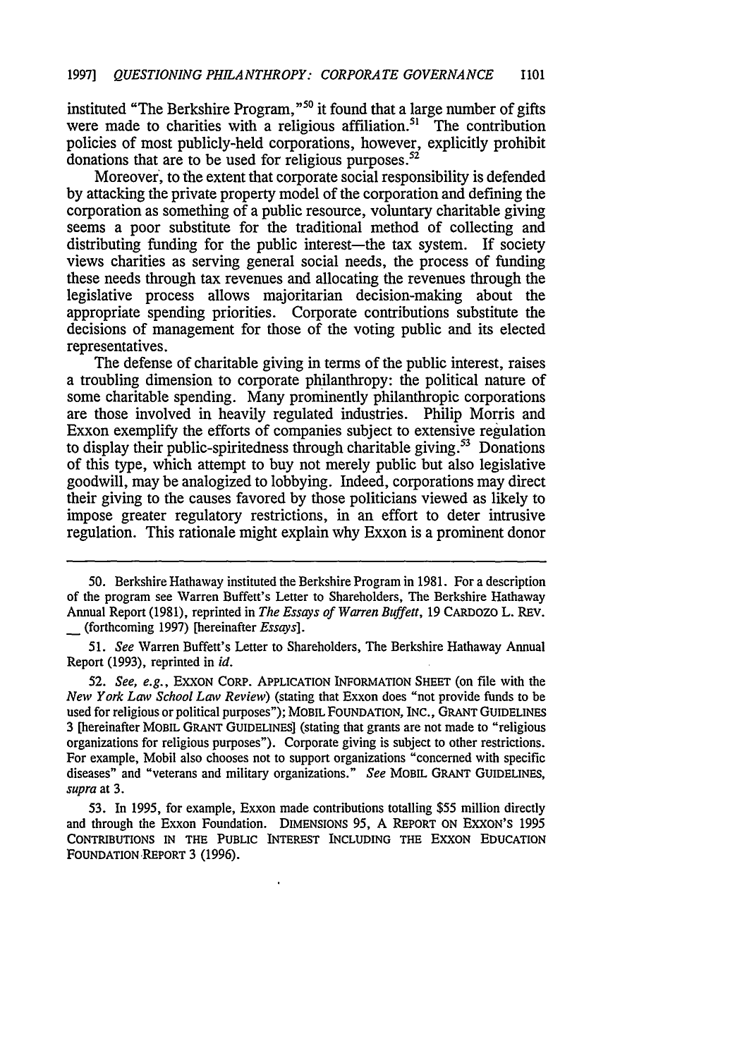instituted "The Berkshire Program,"[50] it found that a large number of gifts were made to charities with a religious affiliation.[51] The contribution policies of most publicly-held corporations, however, explicitly prohibit donations that are to be used for religious purposes.[52]

Moreover, to the extent that corporate social responsibility is defended by attacking the private property model of the corporation and defining the corporation as something of a public resource, voluntary charitable giving seems a poor substitute for the traditional method of collecting and distributing funding for the public interest—the tax system. If society views charities as serving general social needs, the process of funding these needs through tax revenues and allocating the revenues through the legislative process allows majoritarian decision-making about the appropriate spending priorities. Corporate contributions substitute the decisions of management for those of the voting public and its elected representatives.

The defense of charitable giving in terms of the public interest, raises a troubling dimension to corporate philanthropy: the political nature of some charitable spending. Many prominently philanthropic corporations are those involved in heavily regulated industries. Philip Morris and Exxon exemplify the efforts of companies subject to extensive regulation to display their public-spiritedness through charitable giving.[53] Donations of this type, which attempt to buy not merely public but also legislative goodwill, may be analogized to lobbying. Indeed, corporations may direct their giving to the causes favored by those politicians viewed as likely to impose greater regulatory restrictions, in an effort to deter intrusive regulation. This rationale might explain why Exxon is a prominent donor

---

50. Berkshire Hathaway instituted the Berkshire Program in 1981. For a description of the program see Warren Buffett's Letter to Shareholders, The Berkshire Hathaway Annual Report (1981), reprinted in *The Essays of Warren Buffett*, 19 CARDOZO L. REV. __ (forthcoming 1997) [hereinafter *Essays*].

51. *See* Warren Buffett's Letter to Shareholders, The Berkshire Hathaway Annual Report (1993), reprinted in *id.*

52. *See, e.g.*, EXXON CORP. APPLICATION INFORMATION SHEET (on file with the *New York Law School Law Review*) (stating that Exxon does "not provide funds to be used for religious or political purposes"); MOBIL FOUNDATION, INC., GRANT GUIDELINES 3 [hereinafter MOBIL GRANT GUIDELINES] (stating that grants are not made to "religious organizations for religious purposes"). Corporate giving is subject to other restrictions. For example, Mobil also chooses not to support organizations "concerned with specific diseases" and "veterans and military organizations." *See* MOBIL GRANT GUIDELINES, *supra* at 3.

53. In 1995, for example, Exxon made contributions totalling $55 million directly and through the Exxon Foundation. DIMENSIONS 95, A REPORT ON EXXON'S 1995 CONTRIBUTIONS IN THE PUBLIC INTEREST INCLUDING THE EXXON EDUCATION FOUNDATION REPORT 3 (1996).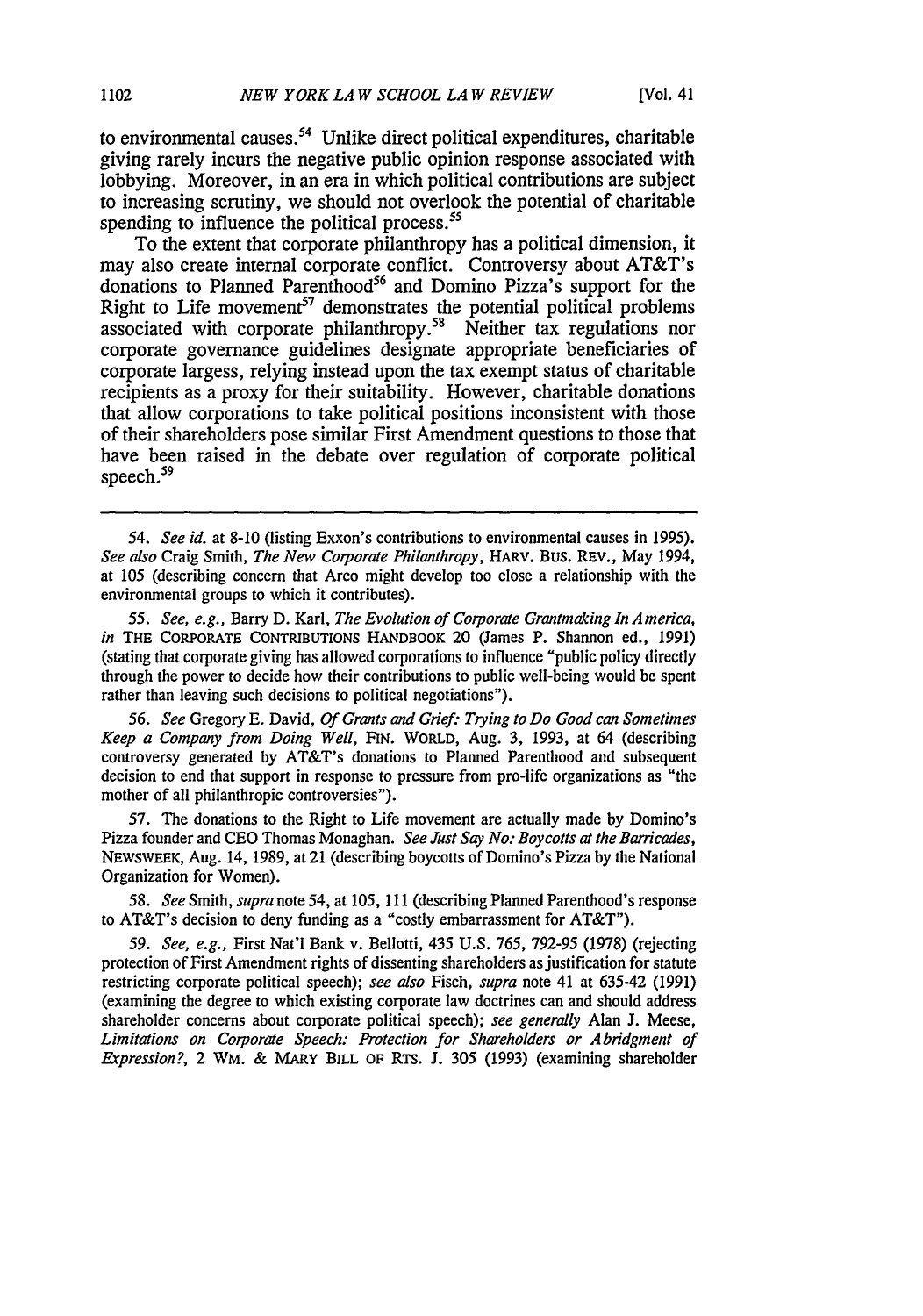to environmental causes.[54] Unlike direct political expenditures, charitable giving rarely incurs the negative public opinion response associated with lobbying. Moreover, in an era in which political contributions are subject to increasing scrutiny, we should not overlook the potential of charitable spending to influence the political process.[55]

To the extent that corporate philanthropy has a political dimension, it may also create internal corporate conflict. Controversy about AT&T's donations to Planned Parenthood[56] and Domino Pizza's support for the Right to Life movement[57] demonstrates the potential political problems associated with corporate philanthropy.[58] Neither tax regulations nor corporate governance guidelines designate appropriate beneficiaries of corporate largess, relying instead upon the tax exempt status of charitable recipients as a proxy for their suitability. However, charitable donations that allow corporations to take political positions inconsistent with those of their shareholders pose similar First Amendment questions to those that have been raised in the debate over regulation of corporate political speech.[59]

---

54. *See id.* at 8-10 (listing Exxon's contributions to environmental causes in 1995). *See also* Craig Smith, *The New Corporate Philanthropy*, HARV. BUS. REV., May 1994, at 105 (describing concern that Arco might develop too close a relationship with the environmental groups to which it contributes).

55. *See, e.g.*, Barry D. Karl, *The Evolution of Corporate Grantmaking In America*, *in* THE CORPORATE CONTRIBUTIONS HANDBOOK 20 (James P. Shannon ed., 1991) (stating that corporate giving has allowed corporations to influence "public policy directly through the power to decide how their contributions to public well-being would be spent rather than leaving such decisions to political negotiations").

56. *See* Gregory E. David, *Of Grants and Grief: Trying to Do Good can Sometimes Keep a Company from Doing Well*, FIN. WORLD, Aug. 3, 1993, at 64 (describing controversy generated by AT&T's donations to Planned Parenthood and subsequent decision to end that support in response to pressure from pro-life organizations as "the mother of all philanthropic controversies").

57. The donations to the Right to Life movement are actually made by Domino's Pizza founder and CEO Thomas Monaghan. *See Just Say No: Boycotts at the Barricades*, NEWSWEEK, Aug. 14, 1989, at 21 (describing boycotts of Domino's Pizza by the National Organization for Women).

58. *See* Smith, *supra* note 54, at 105, 111 (describing Planned Parenthood's response to AT&T's decision to deny funding as a "costly embarrassment for AT&T").

59. *See, e.g.*, First Nat'l Bank v. Bellotti, 435 U.S. 765, 792-95 (1978) (rejecting protection of First Amendment rights of dissenting shareholders as justification for statute restricting corporate political speech); *see also* Fisch, *supra* note 41 at 635-42 (1991) (examining the degree to which existing corporate law doctrines can and should address shareholder concerns about corporate political speech); *see generally* Alan J. Meese, *Limitations on Corporate Speech: Protection for Shareholders or Abridgment of Expression?*, 2 WM. & MARY BILL OF RTS. J. 305 (1993) (examining shareholder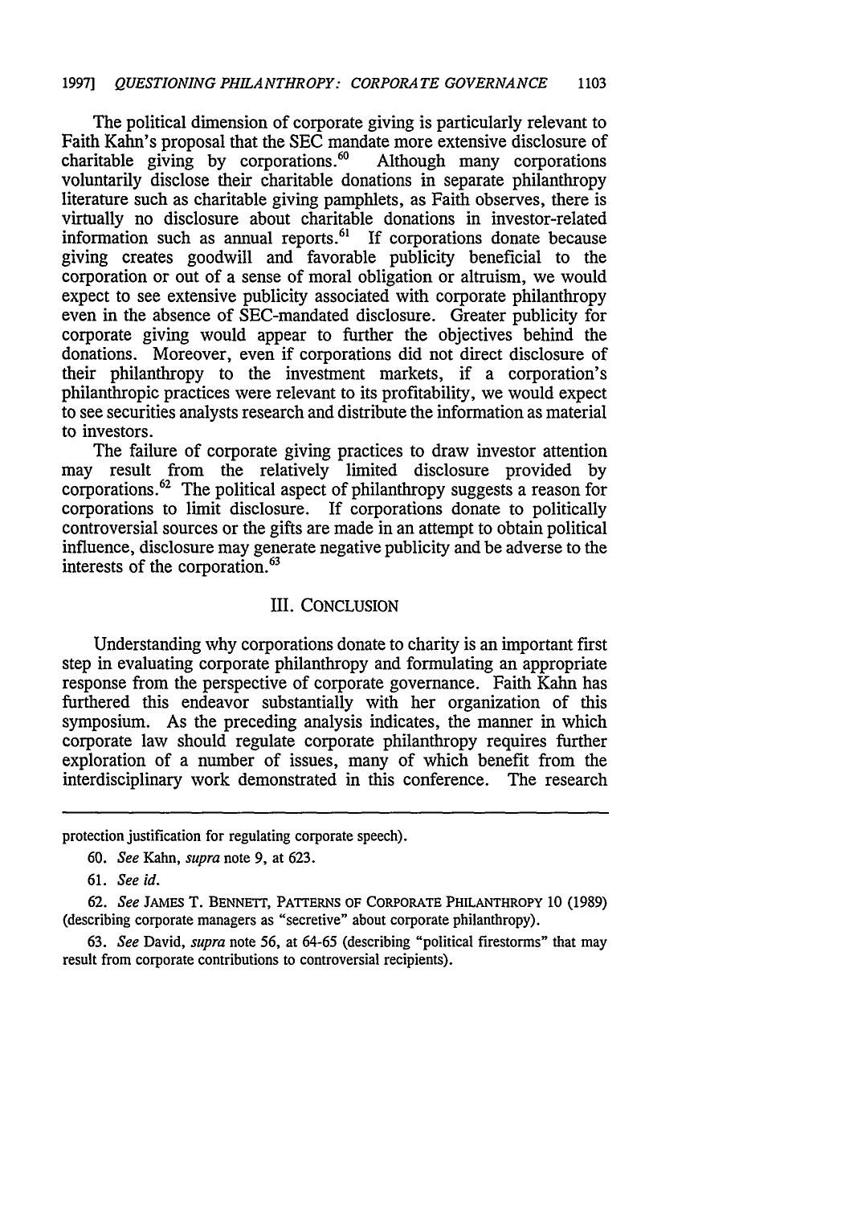The political dimension of corporate giving is particularly relevant to Faith Kahn's proposal that the SEC mandate more extensive disclosure of charitable giving by corporations.[60] Although many corporations voluntarily disclose their charitable donations in separate philanthropy literature such as charitable giving pamphlets, as Faith observes, there is virtually no disclosure about charitable donations in investor-related information such as annual reports.[61] If corporations donate because giving creates goodwill and favorable publicity beneficial to the corporation or out of a sense of moral obligation or altruism, we would expect to see extensive publicity associated with corporate philanthropy even in the absence of SEC-mandated disclosure. Greater publicity for corporate giving would appear to further the objectives behind the donations. Moreover, even if corporations did not direct disclosure of their philanthropy to the investment markets, if a corporation's philanthropic practices were relevant to its profitability, we would expect to see securities analysts research and distribute the information as material to investors.

The failure of corporate giving practices to draw investor attention may result from the relatively limited disclosure provided by corporations.[62] The political aspect of philanthropy suggests a reason for corporations to limit disclosure. If corporations donate to politically controversial sources or the gifts are made in an attempt to obtain political influence, disclosure may generate negative publicity and be adverse to the interests of the corporation.[63]

## III. CONCLUSION

Understanding why corporations donate to charity is an important first step in evaluating corporate philanthropy and formulating an appropriate response from the perspective of corporate governance. Faith Kahn has furthered this endeavor substantially with her organization of this symposium. As the preceding analysis indicates, the manner in which corporate law should regulate corporate philanthropy requires further exploration of a number of issues, many of which benefit from the interdisciplinary work demonstrated in this conference. The research

---

protection justification for regulating corporate speech).

60. *See* Kahn, *supra* note 9, at 623.

61. *See id.*

62. *See* JAMES T. BENNETT, PATTERNS OF CORPORATE PHILANTHROPY 10 (1989) (describing corporate managers as "secretive" about corporate philanthropy).

63. *See* David, *supra* note 56, at 64-65 (describing "political firestorms" that may result from corporate contributions to controversial recipients).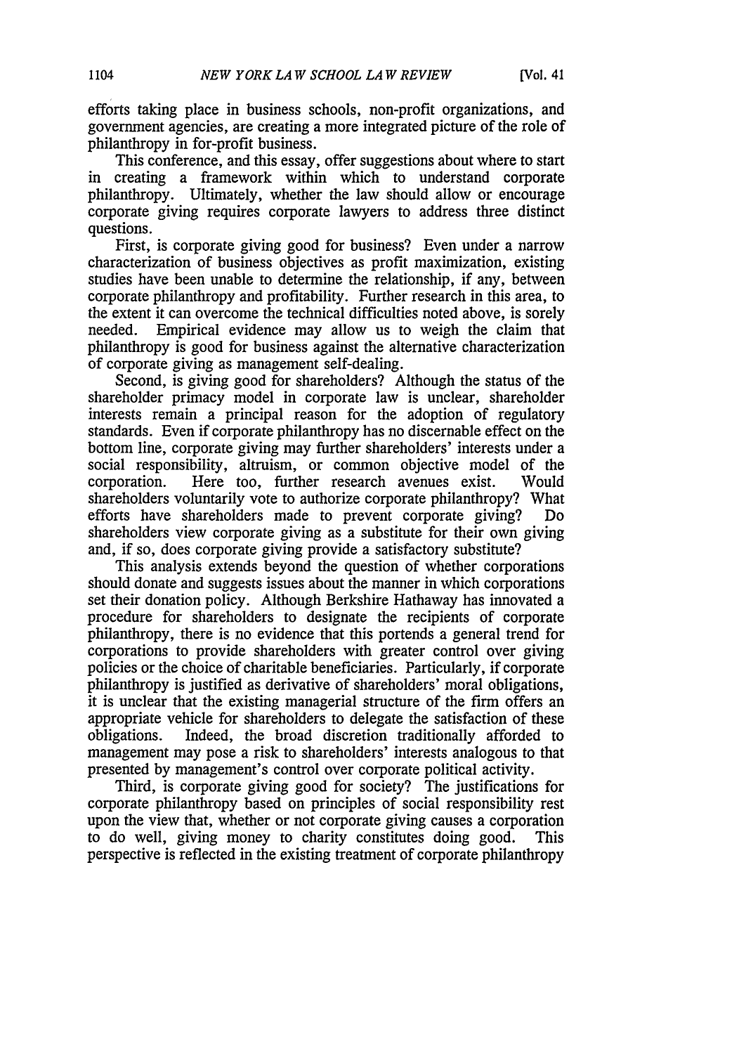efforts taking place in business schools, non-profit organizations, and government agencies, are creating a more integrated picture of the role of philanthropy in for-profit business.

This conference, and this essay, offer suggestions about where to start in creating a framework within which to understand corporate philanthropy. Ultimately, whether the law should allow or encourage corporate giving requires corporate lawyers to address three distinct questions.

First, is corporate giving good for business? Even under a narrow characterization of business objectives as profit maximization, existing studies have been unable to determine the relationship, if any, between corporate philanthropy and profitability. Further research in this area, to the extent it can overcome the technical difficulties noted above, is sorely needed. Empirical evidence may allow us to weigh the claim that philanthropy is good for business against the alternative characterization of corporate giving as management self-dealing.

Second, is giving good for shareholders? Although the status of the shareholder primacy model in corporate law is unclear, shareholder interests remain a principal reason for the adoption of regulatory standards. Even if corporate philanthropy has no discernable effect on the bottom line, corporate giving may further shareholders' interests under a social responsibility, altruism, or common objective model of the corporation. Here too, further research avenues exist. Would shareholders voluntarily vote to authorize corporate philanthropy? What efforts have shareholders made to prevent corporate giving? Do shareholders view corporate giving as a substitute for their own giving and, if so, does corporate giving provide a satisfactory substitute?

This analysis extends beyond the question of whether corporations should donate and suggests issues about the manner in which corporations set their donation policy. Although Berkshire Hathaway has innovated a procedure for shareholders to designate the recipients of corporate philanthropy, there is no evidence that this portends a general trend for corporations to provide shareholders with greater control over giving policies or the choice of charitable beneficiaries. Particularly, if corporate philanthropy is justified as derivative of shareholders' moral obligations, it is unclear that the existing managerial structure of the firm offers an appropriate vehicle for shareholders to delegate the satisfaction of these obligations. Indeed, the broad discretion traditionally afforded to management may pose a risk to shareholders' interests analogous to that presented by management's control over corporate political activity.

Third, is corporate giving good for society? The justifications for corporate philanthropy based on principles of social responsibility rest upon the view that, whether or not corporate giving causes a corporation to do well, giving money to charity constitutes doing good. This perspective is reflected in the existing treatment of corporate philanthropy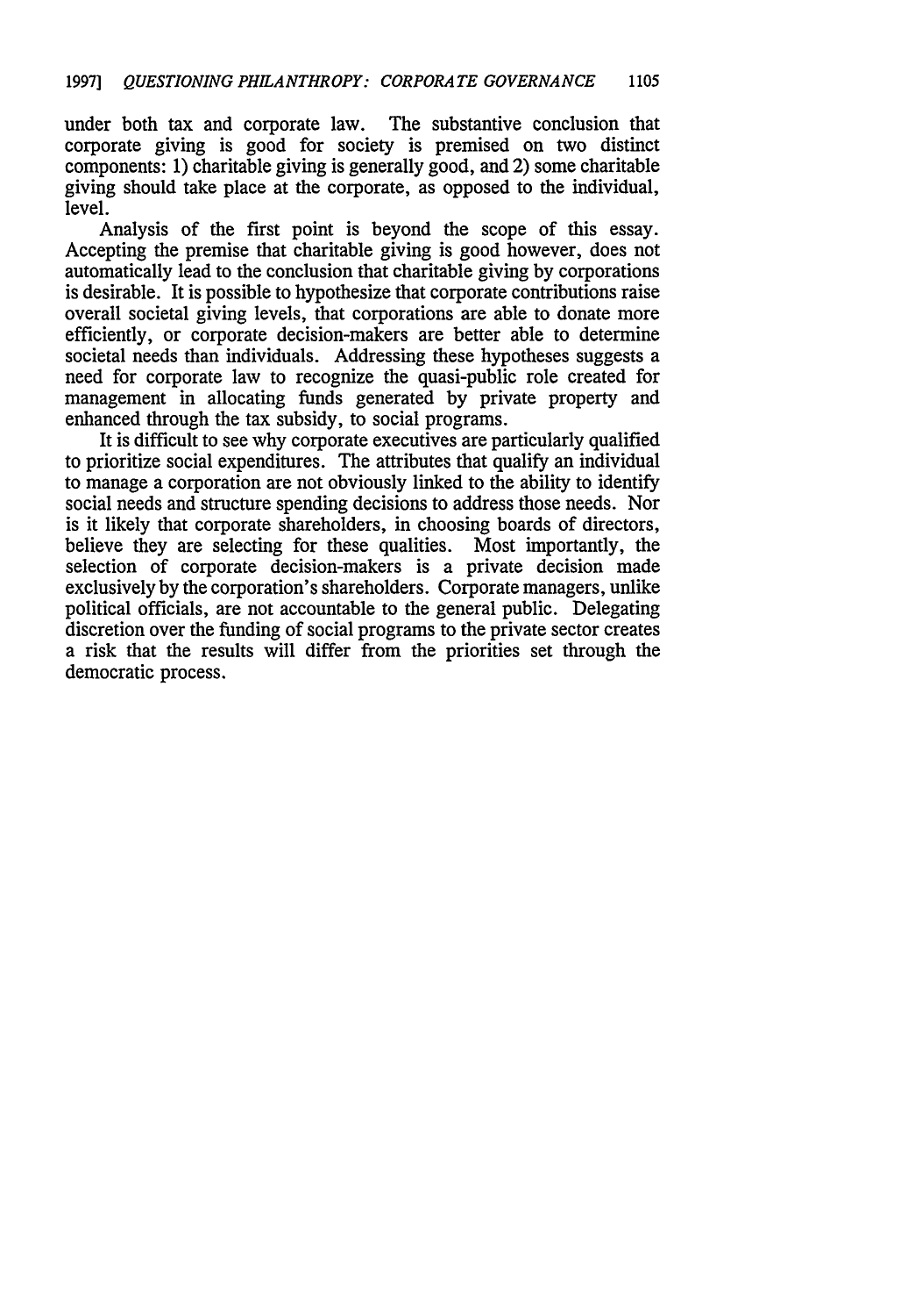under both tax and corporate law. The substantive conclusion that corporate giving is good for society is premised on two distinct components: 1) charitable giving is generally good, and 2) some charitable giving should take place at the corporate, as opposed to the individual, level.

Analysis of the first point is beyond the scope of this essay. Accepting the premise that charitable giving is good however, does not automatically lead to the conclusion that charitable giving by corporations is desirable. It is possible to hypothesize that corporate contributions raise overall societal giving levels, that corporations are able to donate more efficiently, or corporate decision-makers are better able to determine societal needs than individuals. Addressing these hypotheses suggests a need for corporate law to recognize the quasi-public role created for management in allocating funds generated by private property and enhanced through the tax subsidy, to social programs.

It is difficult to see why corporate executives are particularly qualified to prioritize social expenditures. The attributes that qualify an individual to manage a corporation are not obviously linked to the ability to identify social needs and structure spending decisions to address those needs. Nor is it likely that corporate shareholders, in choosing boards of directors, believe they are selecting for these qualities. Most importantly, the selection of corporate decision-makers is a private decision made exclusively by the corporation's shareholders. Corporate managers, unlike political officials, are not accountable to the general public. Delegating discretion over the funding of social programs to the private sector creates a risk that the results will differ from the priorities set through the democratic process.